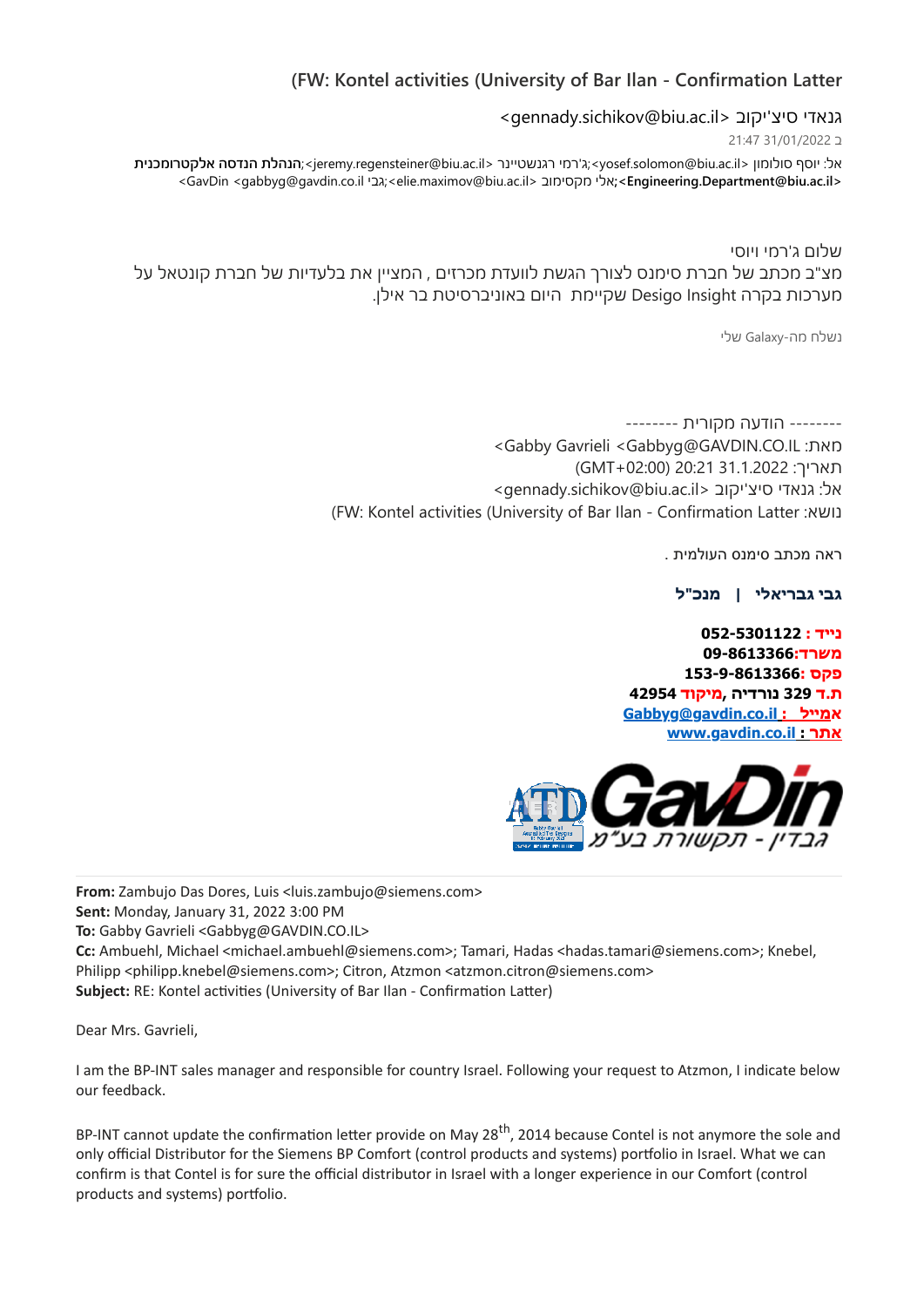## (FW: Kontel activities (University of Bar Ilan - Confirmation Latter

גנאדי סיצ'יקוב <gennady.sichikov@biu.ac.il>

ב 31/01/2022 21:47

אל: יוסף סולומון <yosef.solomon@biu.ac.il>;ג'רמי רגנשטיינר <jeremy.regensteiner@biu.ac.il>;**הנהלת הנדסה אלקטרומכנית <Engineering.Department@biu.ac.il>**;אלי מקסימוב <elie.maximov@biu.ac.il>;גבי GavDin <gabbyg@gavdin.co.il>

שלום ג'רמי ויוסי

מצ"ב מכתב של חברת סימנס לצורך הגשת לוועדת מכרזים , המציין את בלעדיות של חברת קונטאל על מערכות בקרה Desigo Insight שקיימת היום באוניברסיטת בר אילן.

נשלח מה-Galaxy שלי

-------- הודעה מקורית --------

מאת: Gabby Gavrieli <Gabbyg@GAVDIN.CO.IL>

תאריך: 31.1.2022 20:21 (GMT+02:00)

אל: גנאדי סיצ'יקוב <gennady.sichikov@biu.ac.il>

נושא: (FW: Kontel activities (University of Bar Ilan - Confirmation Latter

ראה מכתב סימנס העולמית .

**גבי גבריאלי | מנכ"ל**

**נייד : 052-5301122**
**משרד:09-8613366**
**פקס :153-9-8613366**
**ת.ד 329 נורדיה, מיקוד 42954**
**אמייל : Gabbyg@gavdin.co.il**
**אתר : www.gavdin.co.il**

GavDin גבדין - תקשורת בע"מ

---

**From:** Zambujo Das Dores, Luis <luis.zambujo@siemens.com>
**Sent:** Monday, January 31, 2022 3:00 PM
**To:** Gabby Gavrieli <Gabbyg@GAVDIN.CO.IL>
**Cc:** Ambuehl, Michael <michael.ambuehl@siemens.com>; Tamari, Hadas <hadas.tamari@siemens.com>; Knebel, Philipp <philipp.knebel@siemens.com>; Citron, Atzmon <atzmon.citron@siemens.com>
**Subject:** RE: Kontel activities (University of Bar Ilan - Confirmation Latter)

Dear Mrs. Gavrieli,

I am the BP-INT sales manager and responsible for country Israel. Following your request to Atzmon, I indicate below our feedback.

BP-INT cannot update the confirmation letter provide on May 28th, 2014 because Contel is not anymore the sole and only official Distributor for the Siemens BP Comfort (control products and systems) portfolio in Israel. What we can confirm is that Contel is for sure the official distributor in Israel with a longer experience in our Comfort (control products and systems) portfolio.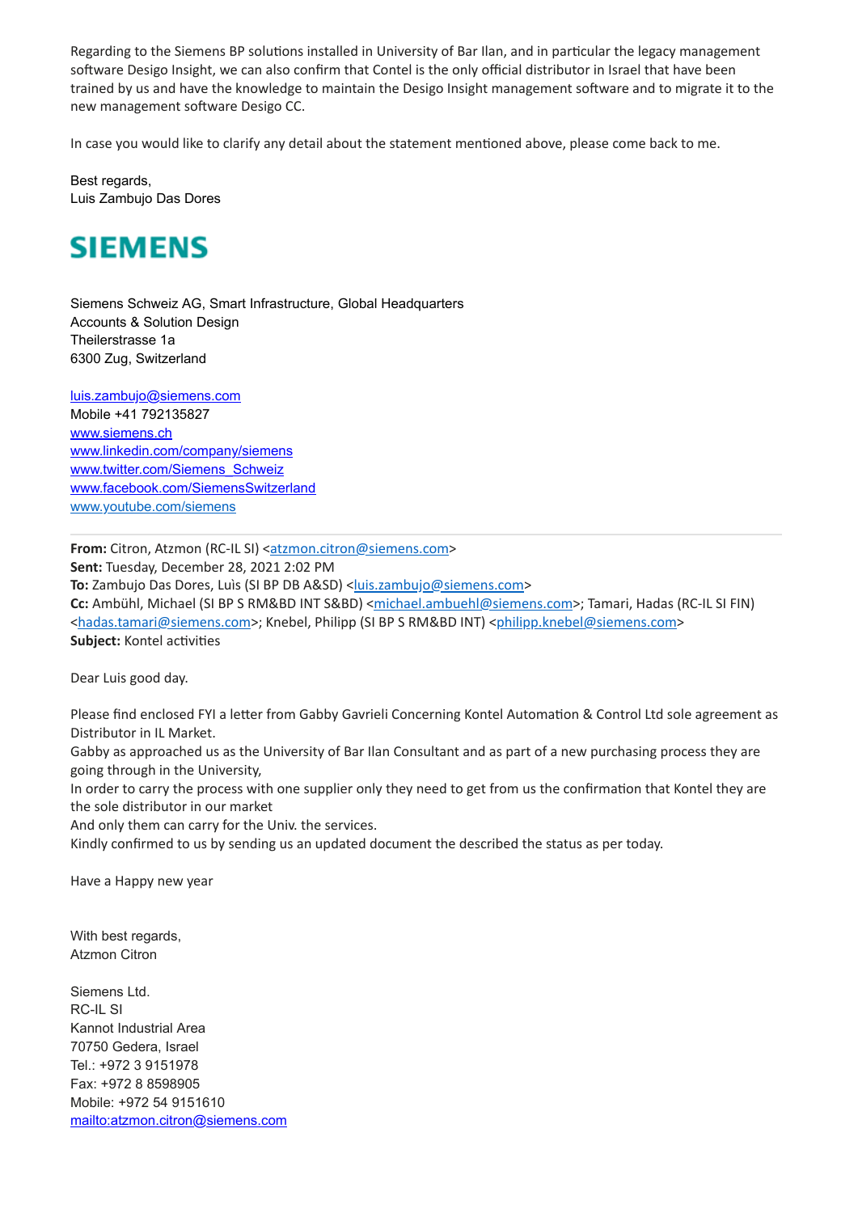Regarding to the Siemens BP solutions installed in University of Bar Ilan, and in particular the legacy management software Desigo Insight, we can also confirm that Contel is the only official distributor in Israel that have been trained by us and have the knowledge to maintain the Desigo Insight management software and to migrate it to the new management software Desigo CC.

In case you would like to clarify any detail about the statement mentioned above, please come back to me.

Best regards,
Luis Zambujo Das Dores

**SIEMENS**

Siemens Schweiz AG, Smart Infrastructure, Global Headquarters
Accounts & Solution Design
Theilerstrasse 1a
6300 Zug, Switzerland

luis.zambujo@siemens.com
Mobile +41 792135827
www.siemens.ch
www.linkedin.com/company/siemens
www.twitter.com/Siemens_Schweiz
www.facebook.com/SiemensSwitzerland
www.youtube.com/siemens

---

**From:** Citron, Atzmon (RC-IL SI) <atzmon.citron@siemens.com>
**Sent:** Tuesday, December 28, 2021 2:02 PM
**To:** Zambujo Das Dores, Luìs (SI BP DB A&SD) <luis.zambujo@siemens.com>
**Cc:** Ambühl, Michael (SI BP S RM&BD INT S&BD) <michael.ambuehl@siemens.com>; Tamari, Hadas (RC-IL SI FIN) <hadas.tamari@siemens.com>; Knebel, Philipp (SI BP S RM&BD INT) <philipp.knebel@siemens.com>
**Subject:** Kontel activities

Dear Luis good day.

Please find enclosed FYI a letter from Gabby Gavrieli Concerning Kontel Automation & Control Ltd sole agreement as Distributor in IL Market.
Gabby as approached us as the University of Bar Ilan Consultant and as part of a new purchasing process they are going through in the University,
In order to carry the process with one supplier only they need to get from us the confirmation that Kontel they are the sole distributor in our market
And only them can carry for the Univ. the services.
Kindly confirmed to us by sending us an updated document the described the status as per today.

Have a Happy new year

With best regards,
Atzmon Citron

Siemens Ltd.
RC-IL SI
Kannot Industrial Area
70750 Gedera, Israel
Tel.: +972 3 9151978
Fax: +972 8 8598905
Mobile: +972 54 9151610
mailto:atzmon.citron@siemens.com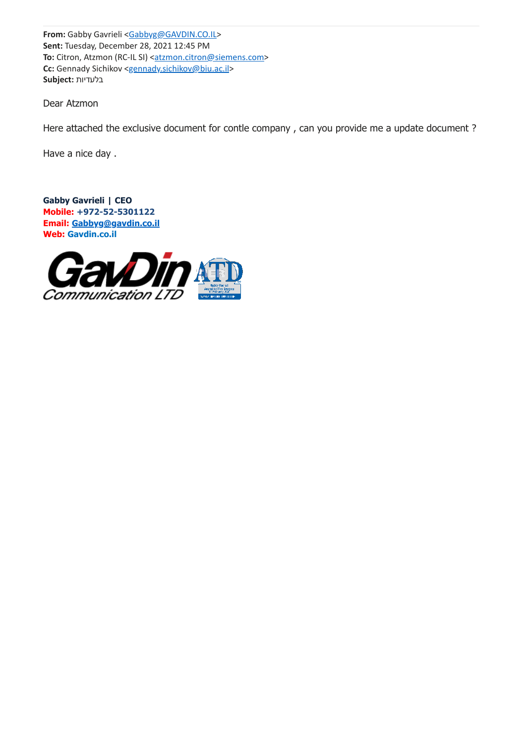**From:** Gabby Gavrieli <Gabbyg@GAVDIN.CO.IL>
**Sent:** Tuesday, December 28, 2021 12:45 PM
**To:** Citron, Atzmon (RC-IL SI) <atzmon.citron@siemens.com>
**Cc:** Gennady Sichikov <gennady.sichikov@biu.ac.il>
**Subject:** בלעדיות

Dear Atzmon

Here attached the exclusive document for contle company , can you provide me a update document ?

Have a nice day .

**Gabby Gavrieli | CEO**
**Mobile: +972-52-5301122**
**Email: Gabbyg@gavdin.co.il**
**Web: Gavdin.co.il**

GavDin Communication LTD